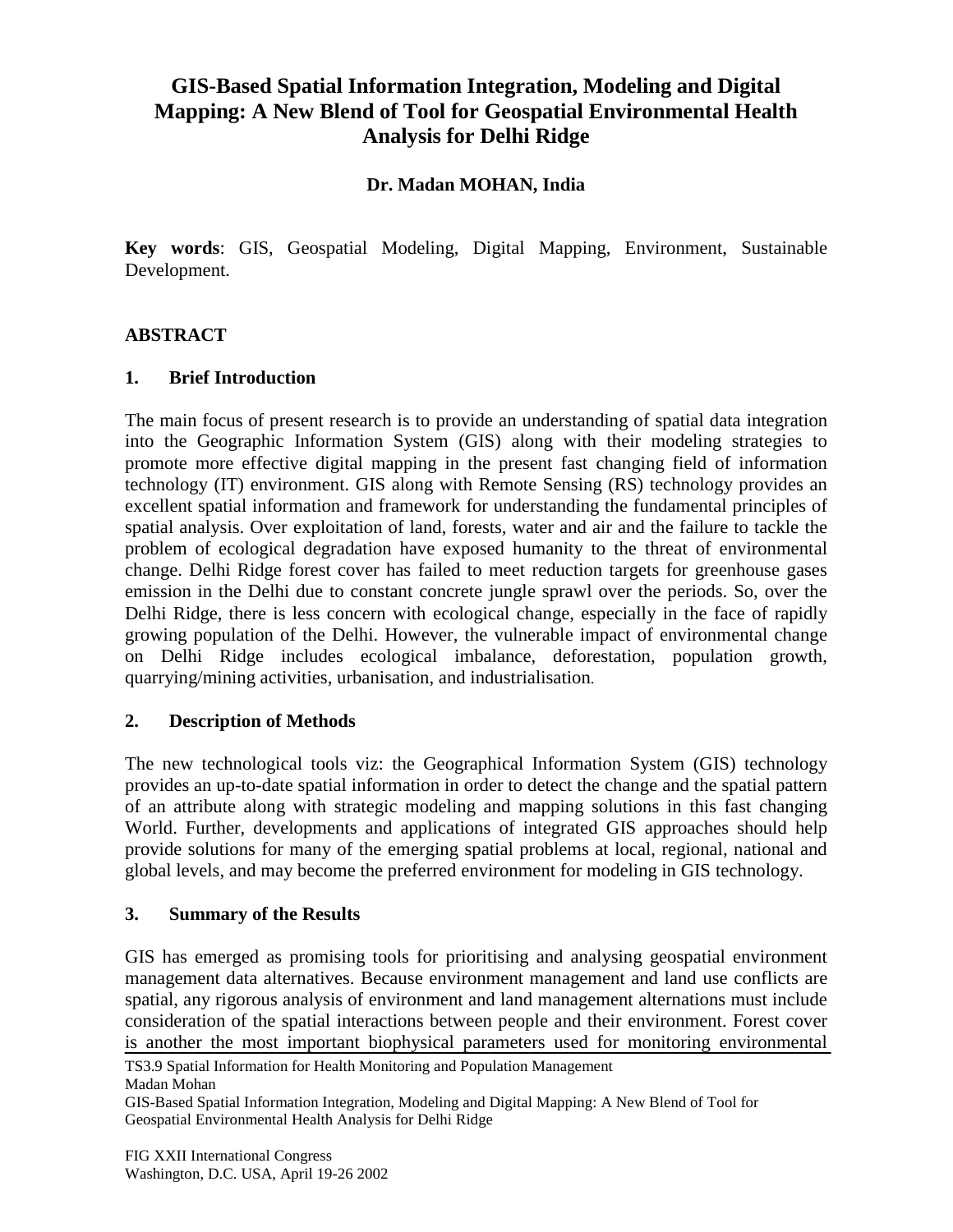# GIS-Based Spatial Information Integration, Modeling and Digital Mapping: A New Blend of Tool for Geospatial Environmental Health Analysis for Delhi Ridge

**Dr. Madan MOHAN, India**

**Key words**: GIS, Geospatial Modeling, Digital Mapping, Environment, Sustainable Development.

## ABSTRACT

### 1. Brief Introduction

The main focus of present research is to provide an understanding of spatial data integration into the Geographic Information System (GIS) along with their modeling strategies to promote more effective digital mapping in the present fast changing field of information technology (IT) environment. GIS along with Remote Sensing (RS) technology provides an excellent spatial information and framework for understanding the fundamental principles of spatial analysis. Over exploitation of land, forests, water and air and the failure to tackle the problem of ecological degradation have exposed humanity to the threat of environmental change. Delhi Ridge forest cover has failed to meet reduction targets for greenhouse gases emission in the Delhi due to constant concrete jungle sprawl over the periods. So, over the Delhi Ridge, there is less concern with ecological change, especially in the face of rapidly growing population of the Delhi. However, the vulnerable impact of environmental change on Delhi Ridge includes ecological imbalance, deforestation, population growth, quarrying/mining activities, urbanisation, and industrialisation.

### 2. Description of Methods

The new technological tools viz: the Geographical Information System (GIS) technology provides an up-to-date spatial information in order to detect the change and the spatial pattern of an attribute along with strategic modeling and mapping solutions in this fast changing World. Further, developments and applications of integrated GIS approaches should help provide solutions for many of the emerging spatial problems at local, regional, national and global levels, and may become the preferred environment for modeling in GIS technology.

### 3. Summary of the Results

GIS has emerged as promising tools for prioritising and analysing geospatial environment management data alternatives. Because environment management and land use conflicts are spatial, any rigorous analysis of environment and land management alternations must include consideration of the spatial interactions between people and their environment. Forest cover is another the most important biophysical parameters used for monitoring environmental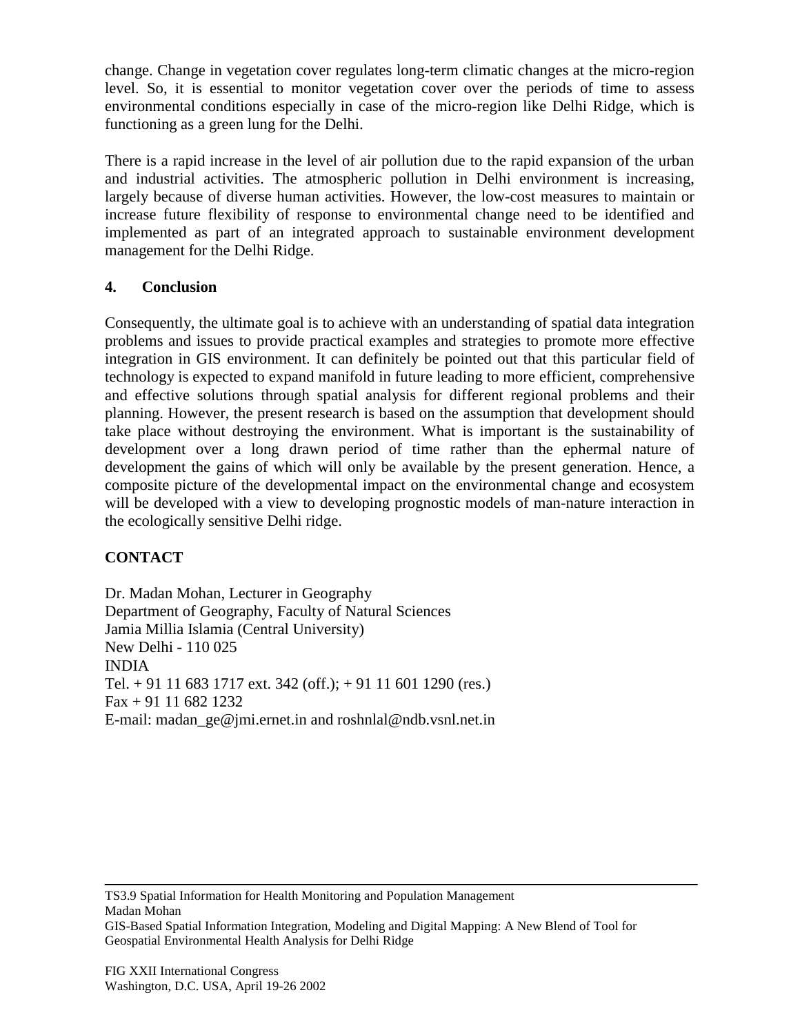change. Change in vegetation cover regulates long-term climatic changes at the micro-region level. So, it is essential to monitor vegetation cover over the periods of time to assess environmental conditions especially in case of the micro-region like Delhi Ridge, which is functioning as a green lung for the Delhi.

There is a rapid increase in the level of air pollution due to the rapid expansion of the urban and industrial activities. The atmospheric pollution in Delhi environment is increasing, largely because of diverse human activities. However, the low-cost measures to maintain or increase future flexibility of response to environmental change need to be identified and implemented as part of an integrated approach to sustainable environment development management for the Delhi Ridge.

## 4. Conclusion

Consequently, the ultimate goal is to achieve with an understanding of spatial data integration problems and issues to provide practical examples and strategies to promote more effective integration in GIS environment. It can definitely be pointed out that this particular field of technology is expected to expand manifold in future leading to more efficient, comprehensive and effective solutions through spatial analysis for different regional problems and their planning. However, the present research is based on the assumption that development should take place without destroying the environment. What is important is the sustainability of development over a long drawn period of time rather than the ephermal nature of development the gains of which will only be available by the present generation. Hence, a composite picture of the developmental impact on the environmental change and ecosystem will be developed with a view to developing prognostic models of man-nature interaction in the ecologically sensitive Delhi ridge.

## CONTACT

Dr. Madan Mohan, Lecturer in Geography
Department of Geography, Faculty of Natural Sciences
Jamia Millia Islamia (Central University)
New Delhi - 110 025
INDIA
Tel. + 91 11 683 1717 ext. 342 (off.); + 91 11 601 1290 (res.)
Fax + 91 11 682 1232
E-mail: madan_ge@jmi.ernet.in and roshnlal@ndb.vsnl.net.in